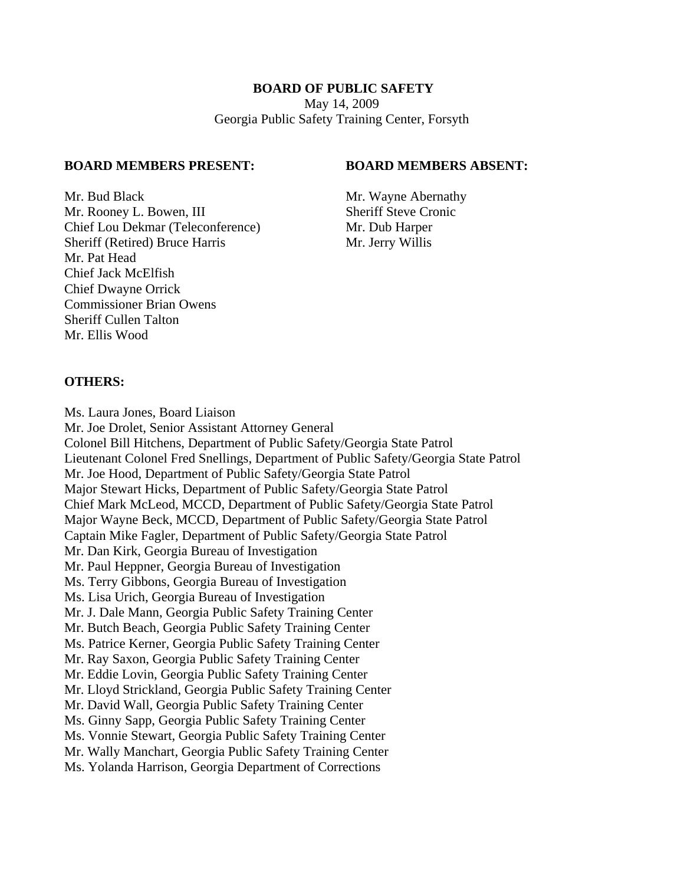**BOARD OF PUBLIC SAFETY**

May 14, 2009

Georgia Public Safety Training Center, Forsyth

**BOARD MEMBERS PRESENT:**

Mr. Bud Black
Mr. Rooney L. Bowen, III
Chief Lou Dekmar (Teleconference)
Sheriff (Retired) Bruce Harris
Mr. Pat Head
Chief Jack McElfish
Chief Dwayne Orrick
Commissioner Brian Owens
Sheriff Cullen Talton
Mr. Ellis Wood

**BOARD MEMBERS ABSENT:**

Mr. Wayne Abernathy
Sheriff Steve Cronic
Mr. Dub Harper
Mr. Jerry Willis

**OTHERS:**

Ms. Laura Jones, Board Liaison
Mr. Joe Drolet, Senior Assistant Attorney General
Colonel Bill Hitchens, Department of Public Safety/Georgia State Patrol
Lieutenant Colonel Fred Snellings, Department of Public Safety/Georgia State Patrol
Mr. Joe Hood, Department of Public Safety/Georgia State Patrol
Major Stewart Hicks, Department of Public Safety/Georgia State Patrol
Chief Mark McLeod, MCCD, Department of Public Safety/Georgia State Patrol
Major Wayne Beck, MCCD, Department of Public Safety/Georgia State Patrol
Captain Mike Fagler, Department of Public Safety/Georgia State Patrol
Mr. Dan Kirk, Georgia Bureau of Investigation
Mr. Paul Heppner, Georgia Bureau of Investigation
Ms. Terry Gibbons, Georgia Bureau of Investigation
Ms. Lisa Urich, Georgia Bureau of Investigation
Mr. J. Dale Mann, Georgia Public Safety Training Center
Mr. Butch Beach, Georgia Public Safety Training Center
Ms. Patrice Kerner, Georgia Public Safety Training Center
Mr. Ray Saxon, Georgia Public Safety Training Center
Mr. Eddie Lovin, Georgia Public Safety Training Center
Mr. Lloyd Strickland, Georgia Public Safety Training Center
Mr. David Wall, Georgia Public Safety Training Center
Ms. Ginny Sapp, Georgia Public Safety Training Center
Ms. Vonnie Stewart, Georgia Public Safety Training Center
Mr. Wally Manchart, Georgia Public Safety Training Center
Ms. Yolanda Harrison, Georgia Department of Corrections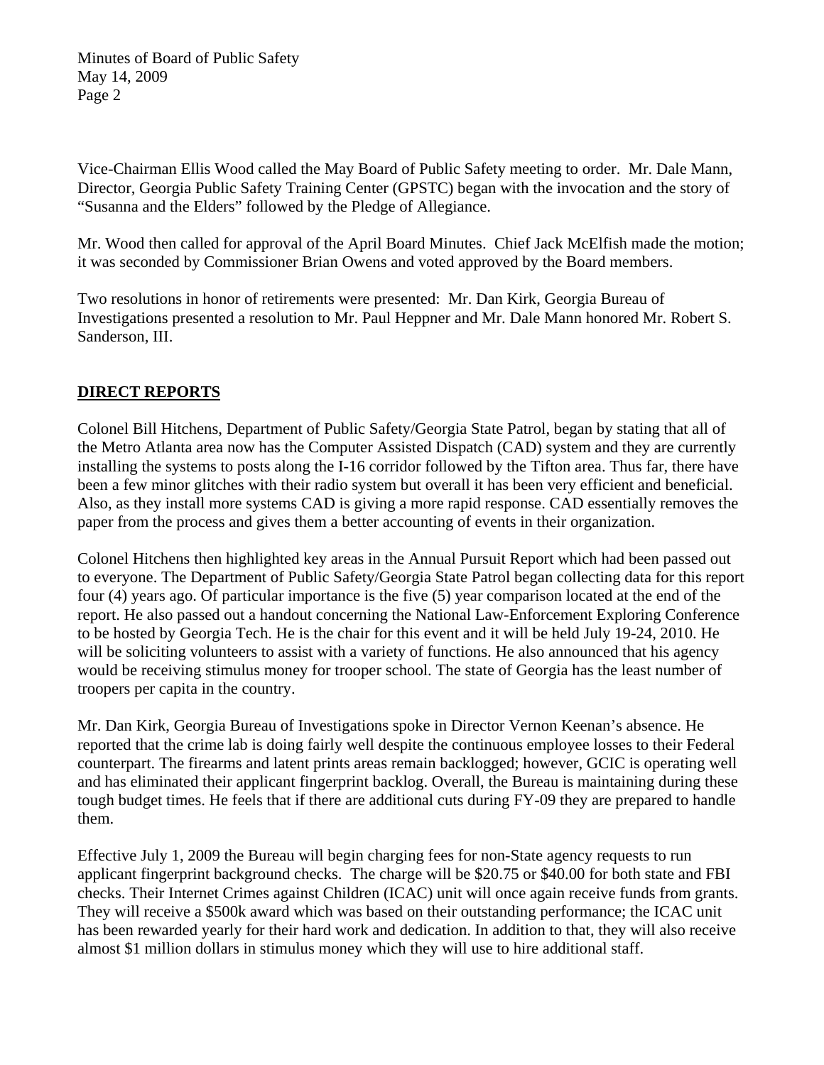Vice-Chairman Ellis Wood called the May Board of Public Safety meeting to order. Mr. Dale Mann, Director, Georgia Public Safety Training Center (GPSTC) began with the invocation and the story of "Susanna and the Elders" followed by the Pledge of Allegiance.

Mr. Wood then called for approval of the April Board Minutes. Chief Jack McElfish made the motion; it was seconded by Commissioner Brian Owens and voted approved by the Board members.

Two resolutions in honor of retirements were presented: Mr. Dan Kirk, Georgia Bureau of Investigations presented a resolution to Mr. Paul Heppner and Mr. Dale Mann honored Mr. Robert S. Sanderson, III.

## DIRECT REPORTS

Colonel Bill Hitchens, Department of Public Safety/Georgia State Patrol, began by stating that all of the Metro Atlanta area now has the Computer Assisted Dispatch (CAD) system and they are currently installing the systems to posts along the I-16 corridor followed by the Tifton area. Thus far, there have been a few minor glitches with their radio system but overall it has been very efficient and beneficial. Also, as they install more systems CAD is giving a more rapid response. CAD essentially removes the paper from the process and gives them a better accounting of events in their organization.

Colonel Hitchens then highlighted key areas in the Annual Pursuit Report which had been passed out to everyone. The Department of Public Safety/Georgia State Patrol began collecting data for this report four (4) years ago. Of particular importance is the five (5) year comparison located at the end of the report. He also passed out a handout concerning the National Law-Enforcement Exploring Conference to be hosted by Georgia Tech. He is the chair for this event and it will be held July 19-24, 2010. He will be soliciting volunteers to assist with a variety of functions. He also announced that his agency would be receiving stimulus money for trooper school. The state of Georgia has the least number of troopers per capita in the country.

Mr. Dan Kirk, Georgia Bureau of Investigations spoke in Director Vernon Keenan's absence. He reported that the crime lab is doing fairly well despite the continuous employee losses to their Federal counterpart. The firearms and latent prints areas remain backlogged; however, GCIC is operating well and has eliminated their applicant fingerprint backlog. Overall, the Bureau is maintaining during these tough budget times. He feels that if there are additional cuts during FY-09 they are prepared to handle them.

Effective July 1, 2009 the Bureau will begin charging fees for non-State agency requests to run applicant fingerprint background checks. The charge will be $20.75 or $40.00 for both state and FBI checks. Their Internet Crimes against Children (ICAC) unit will once again receive funds from grants. They will receive a $500k award which was based on their outstanding performance; the ICAC unit has been rewarded yearly for their hard work and dedication. In addition to that, they will also receive almost $1 million dollars in stimulus money which they will use to hire additional staff.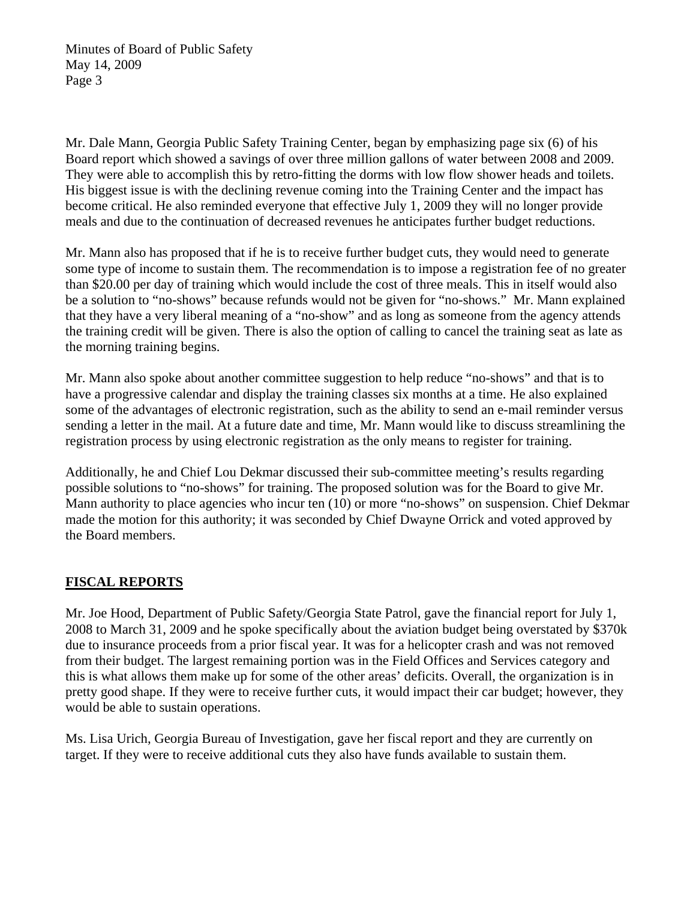Mr. Dale Mann, Georgia Public Safety Training Center, began by emphasizing page six (6) of his Board report which showed a savings of over three million gallons of water between 2008 and 2009. They were able to accomplish this by retro-fitting the dorms with low flow shower heads and toilets. His biggest issue is with the declining revenue coming into the Training Center and the impact has become critical. He also reminded everyone that effective July 1, 2009 they will no longer provide meals and due to the continuation of decreased revenues he anticipates further budget reductions.

Mr. Mann also has proposed that if he is to receive further budget cuts, they would need to generate some type of income to sustain them. The recommendation is to impose a registration fee of no greater than $20.00 per day of training which would include the cost of three meals. This in itself would also be a solution to "no-shows" because refunds would not be given for "no-shows." Mr. Mann explained that they have a very liberal meaning of a "no-show" and as long as someone from the agency attends the training credit will be given. There is also the option of calling to cancel the training seat as late as the morning training begins.

Mr. Mann also spoke about another committee suggestion to help reduce "no-shows" and that is to have a progressive calendar and display the training classes six months at a time. He also explained some of the advantages of electronic registration, such as the ability to send an e-mail reminder versus sending a letter in the mail. At a future date and time, Mr. Mann would like to discuss streamlining the registration process by using electronic registration as the only means to register for training.

Additionally, he and Chief Lou Dekmar discussed their sub-committee meeting's results regarding possible solutions to "no-shows" for training. The proposed solution was for the Board to give Mr. Mann authority to place agencies who incur ten (10) or more "no-shows" on suspension. Chief Dekmar made the motion for this authority; it was seconded by Chief Dwayne Orrick and voted approved by the Board members.

## FISCAL REPORTS

Mr. Joe Hood, Department of Public Safety/Georgia State Patrol, gave the financial report for July 1, 2008 to March 31, 2009 and he spoke specifically about the aviation budget being overstated by $370k due to insurance proceeds from a prior fiscal year. It was for a helicopter crash and was not removed from their budget. The largest remaining portion was in the Field Offices and Services category and this is what allows them make up for some of the other areas' deficits. Overall, the organization is in pretty good shape. If they were to receive further cuts, it would impact their car budget; however, they would be able to sustain operations.

Ms. Lisa Urich, Georgia Bureau of Investigation, gave her fiscal report and they are currently on target. If they were to receive additional cuts they also have funds available to sustain them.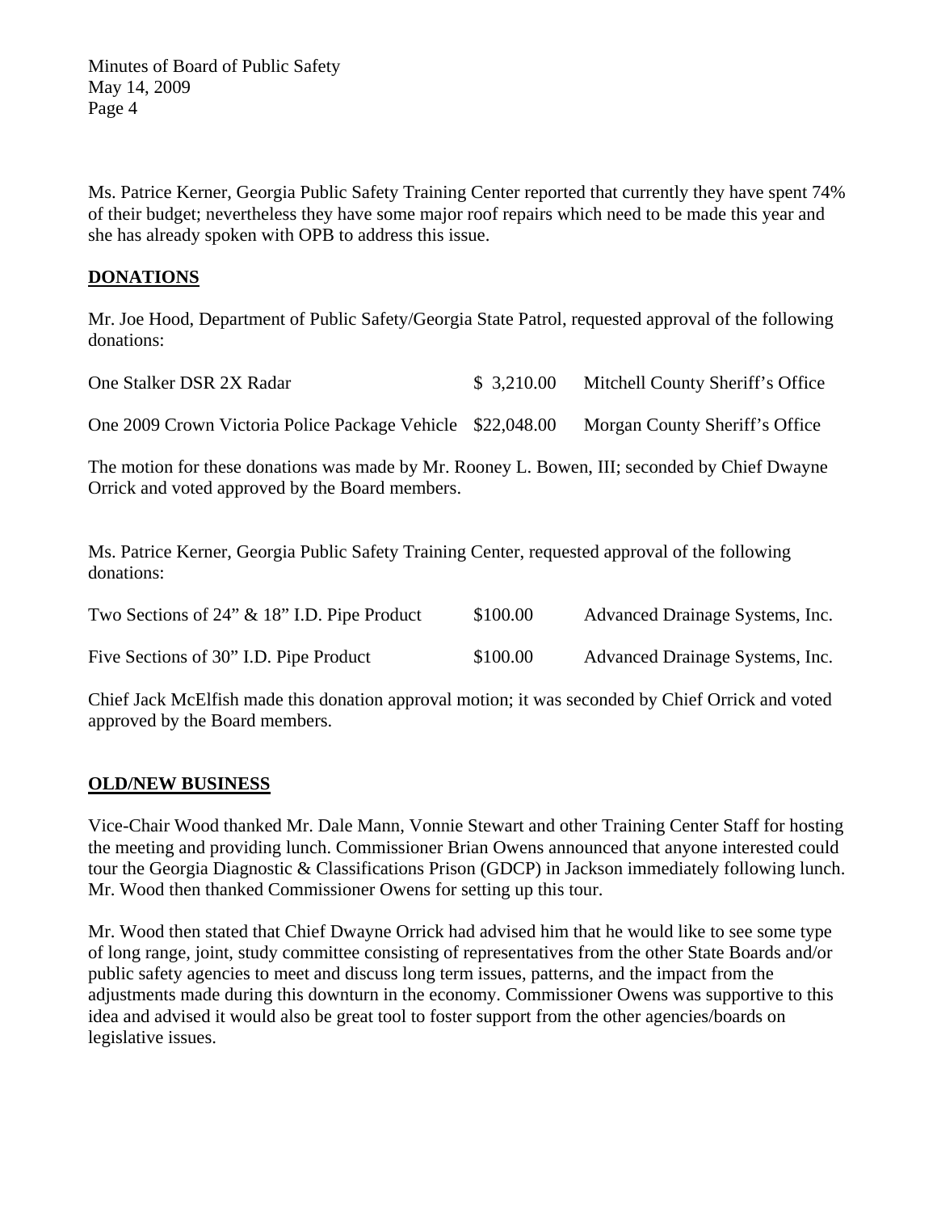Ms. Patrice Kerner, Georgia Public Safety Training Center reported that currently they have spent 74% of their budget; nevertheless they have some major roof repairs which need to be made this year and she has already spoken with OPB to address this issue.

## DONATIONS

Mr. Joe Hood, Department of Public Safety/Georgia State Patrol, requested approval of the following donations:

| | | |
|---|---|---|
| One Stalker DSR 2X Radar | $ 3,210.00 | Mitchell County Sheriff's Office |
| One 2009 Crown Victoria Police Package Vehicle | $22,048.00 | Morgan County Sheriff's Office |

The motion for these donations was made by Mr. Rooney L. Bowen, III; seconded by Chief Dwayne Orrick and voted approved by the Board members.

Ms. Patrice Kerner, Georgia Public Safety Training Center, requested approval of the following donations:

| | | |
|---|---|---|
| Two Sections of 24" & 18" I.D. Pipe Product | $100.00 | Advanced Drainage Systems, Inc. |
| Five Sections of 30" I.D. Pipe Product | $100.00 | Advanced Drainage Systems, Inc. |

Chief Jack McElfish made this donation approval motion; it was seconded by Chief Orrick and voted approved by the Board members.

## OLD/NEW BUSINESS

Vice-Chair Wood thanked Mr. Dale Mann, Vonnie Stewart and other Training Center Staff for hosting the meeting and providing lunch. Commissioner Brian Owens announced that anyone interested could tour the Georgia Diagnostic & Classifications Prison (GDCP) in Jackson immediately following lunch. Mr. Wood then thanked Commissioner Owens for setting up this tour.

Mr. Wood then stated that Chief Dwayne Orrick had advised him that he would like to see some type of long range, joint, study committee consisting of representatives from the other State Boards and/or public safety agencies to meet and discuss long term issues, patterns, and the impact from the adjustments made during this downturn in the economy. Commissioner Owens was supportive to this idea and advised it would also be great tool to foster support from the other agencies/boards on legislative issues.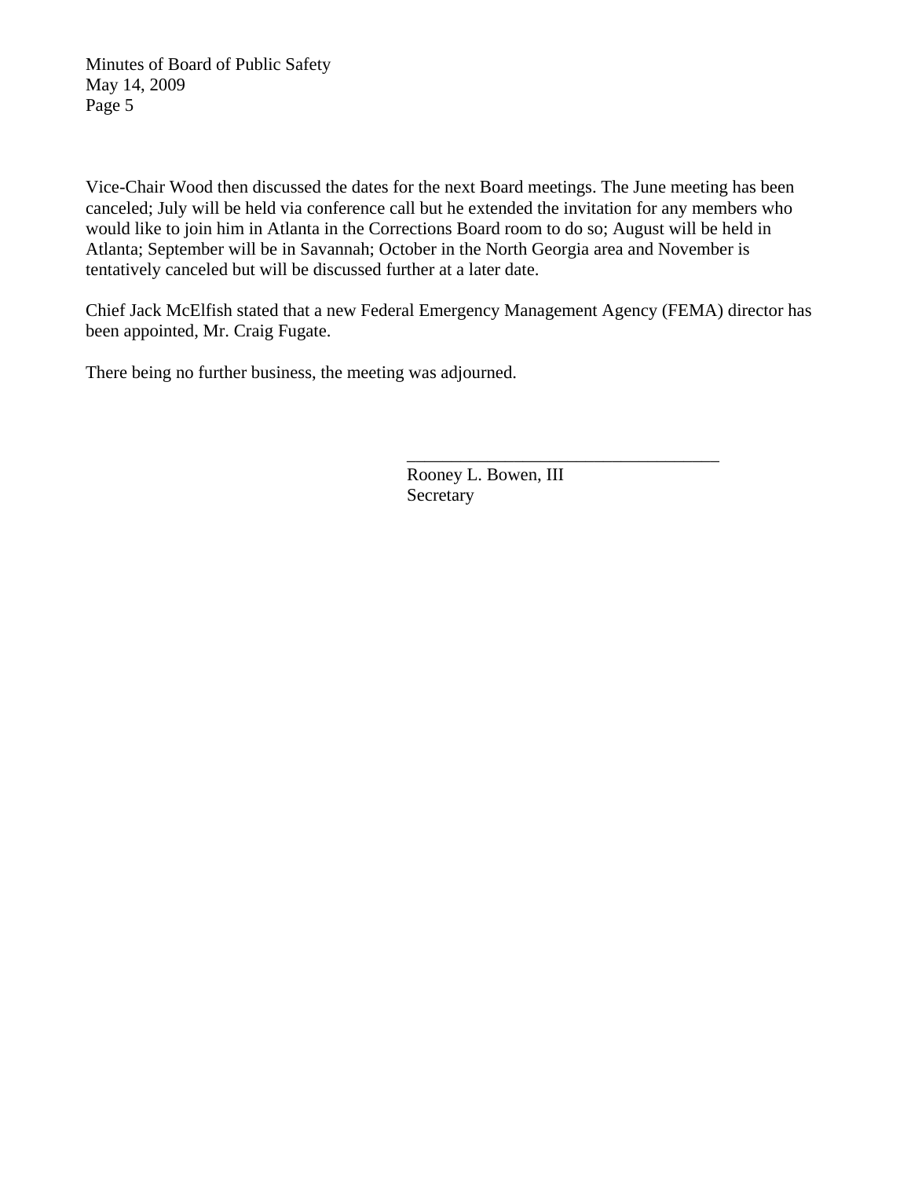Vice-Chair Wood then discussed the dates for the next Board meetings. The June meeting has been canceled; July will be held via conference call but he extended the invitation for any members who would like to join him in Atlanta in the Corrections Board room to do so; August will be held in Atlanta; September will be in Savannah; October in the North Georgia area and November is tentatively canceled but will be discussed further at a later date.

Chief Jack McElfish stated that a new Federal Emergency Management Agency (FEMA) director has been appointed, Mr. Craig Fugate.

There being no further business, the meeting was adjourned.

\_\_\_\_\_\_\_\_\_\_\_\_\_\_\_\_\_\_\_\_\_\_\_\_\_\_\_\_\_\_\_\_\_\_\_\_

Rooney L. Bowen, III
Secretary